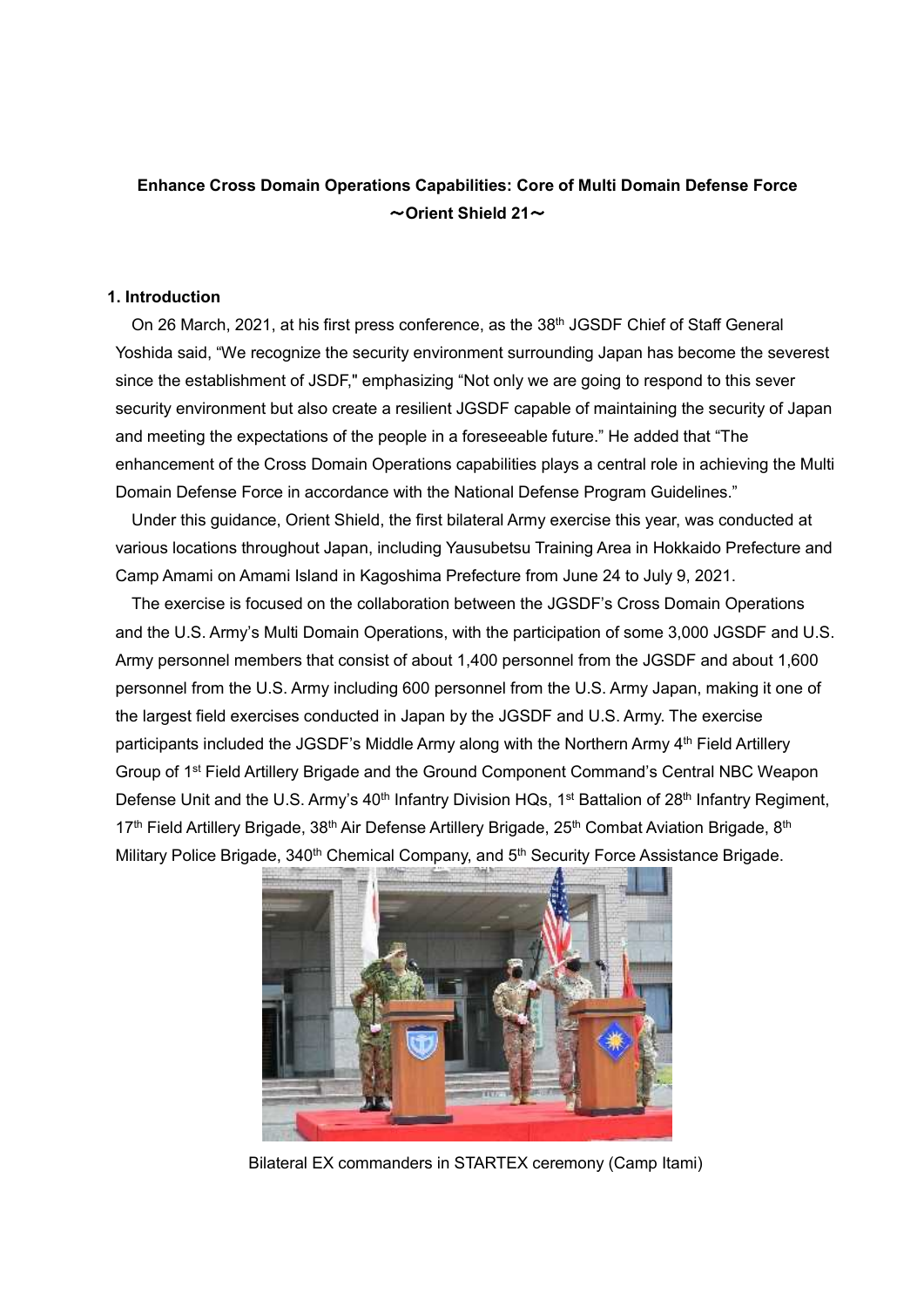**Enhance Cross Domain Operations Capabilities: Core of Multi Domain Defense Force**
**～Orient Shield 21～**

## 1. Introduction

On 26 March, 2021, at his first press conference, as the 38th JGSDF Chief of Staff General Yoshida said, "We recognize the security environment surrounding Japan has become the severest since the establishment of JSDF," emphasizing "Not only we are going to respond to this sever security environment but also create a resilient JGSDF capable of maintaining the security of Japan and meeting the expectations of the people in a foreseeable future." He added that "The enhancement of the Cross Domain Operations capabilities plays a central role in achieving the Multi Domain Defense Force in accordance with the National Defense Program Guidelines."

Under this guidance, Orient Shield, the first bilateral Army exercise this year, was conducted at various locations throughout Japan, including Yausubetsu Training Area in Hokkaido Prefecture and Camp Amami on Amami Island in Kagoshima Prefecture from June 24 to July 9, 2021.

The exercise is focused on the collaboration between the JGSDF's Cross Domain Operations and the U.S. Army's Multi Domain Operations, with the participation of some 3,000 JGSDF and U.S. Army personnel members that consist of about 1,400 personnel from the JGSDF and about 1,600 personnel from the U.S. Army including 600 personnel from the U.S. Army Japan, making it one of the largest field exercises conducted in Japan by the JGSDF and U.S. Army. The exercise participants included the JGSDF's Middle Army along with the Northern Army 4th Field Artillery Group of 1st Field Artillery Brigade and the Ground Component Command's Central NBC Weapon Defense Unit and the U.S. Army's 40th Infantry Division HQs, 1st Battalion of 28th Infantry Regiment, 17th Field Artillery Brigade, 38th Air Defense Artillery Brigade, 25th Combat Aviation Brigade, 8th Military Police Brigade, 340th Chemical Company, and 5th Security Force Assistance Brigade.

Bilateral EX commanders in STARTEX ceremony (Camp Itami)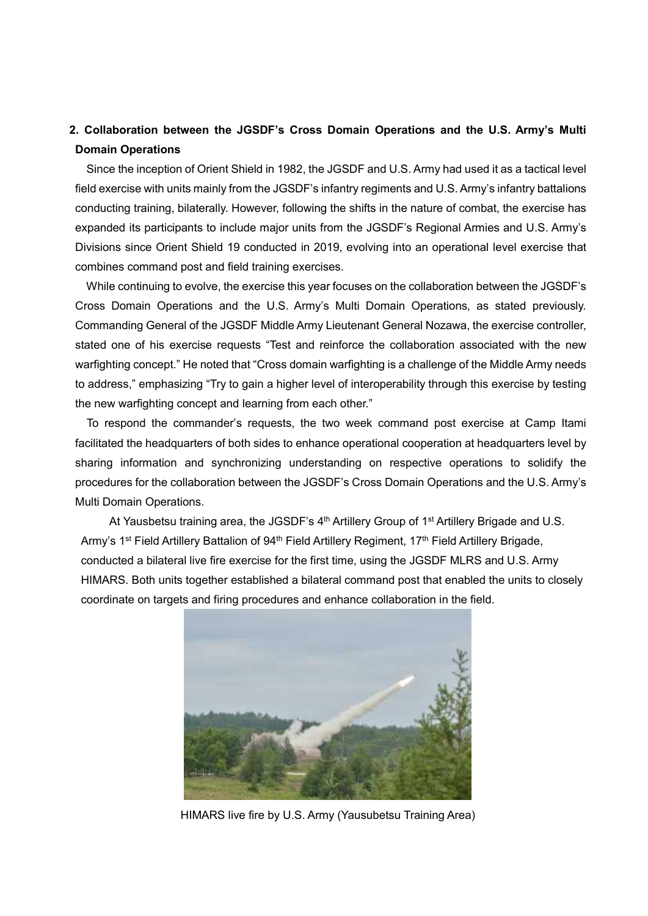## 2. Collaboration between the JGSDF's Cross Domain Operations and the U.S. Army's Multi Domain Operations

Since the inception of Orient Shield in 1982, the JGSDF and U.S. Army had used it as a tactical level field exercise with units mainly from the JGSDF's infantry regiments and U.S. Army's infantry battalions conducting training, bilaterally. However, following the shifts in the nature of combat, the exercise has expanded its participants to include major units from the JGSDF's Regional Armies and U.S. Army's Divisions since Orient Shield 19 conducted in 2019, evolving into an operational level exercise that combines command post and field training exercises.

While continuing to evolve, the exercise this year focuses on the collaboration between the JGSDF's Cross Domain Operations and the U.S. Army's Multi Domain Operations, as stated previously. Commanding General of the JGSDF Middle Army Lieutenant General Nozawa, the exercise controller, stated one of his exercise requests "Test and reinforce the collaboration associated with the new warfighting concept." He noted that "Cross domain warfighting is a challenge of the Middle Army needs to address," emphasizing "Try to gain a higher level of interoperability through this exercise by testing the new warfighting concept and learning from each other."

To respond the commander's requests, the two week command post exercise at Camp Itami facilitated the headquarters of both sides to enhance operational cooperation at headquarters level by sharing information and synchronizing understanding on respective operations to solidify the procedures for the collaboration between the JGSDF's Cross Domain Operations and the U.S. Army's Multi Domain Operations.

At Yausbetsu training area, the JGSDF's 4th Artillery Group of 1st Artillery Brigade and U.S. Army's 1st Field Artillery Battalion of 94th Field Artillery Regiment, 17th Field Artillery Brigade, conducted a bilateral live fire exercise for the first time, using the JGSDF MLRS and U.S. Army HIMARS. Both units together established a bilateral command post that enabled the units to closely coordinate on targets and firing procedures and enhance collaboration in the field.

HIMARS live fire by U.S. Army (Yausubetsu Training Area)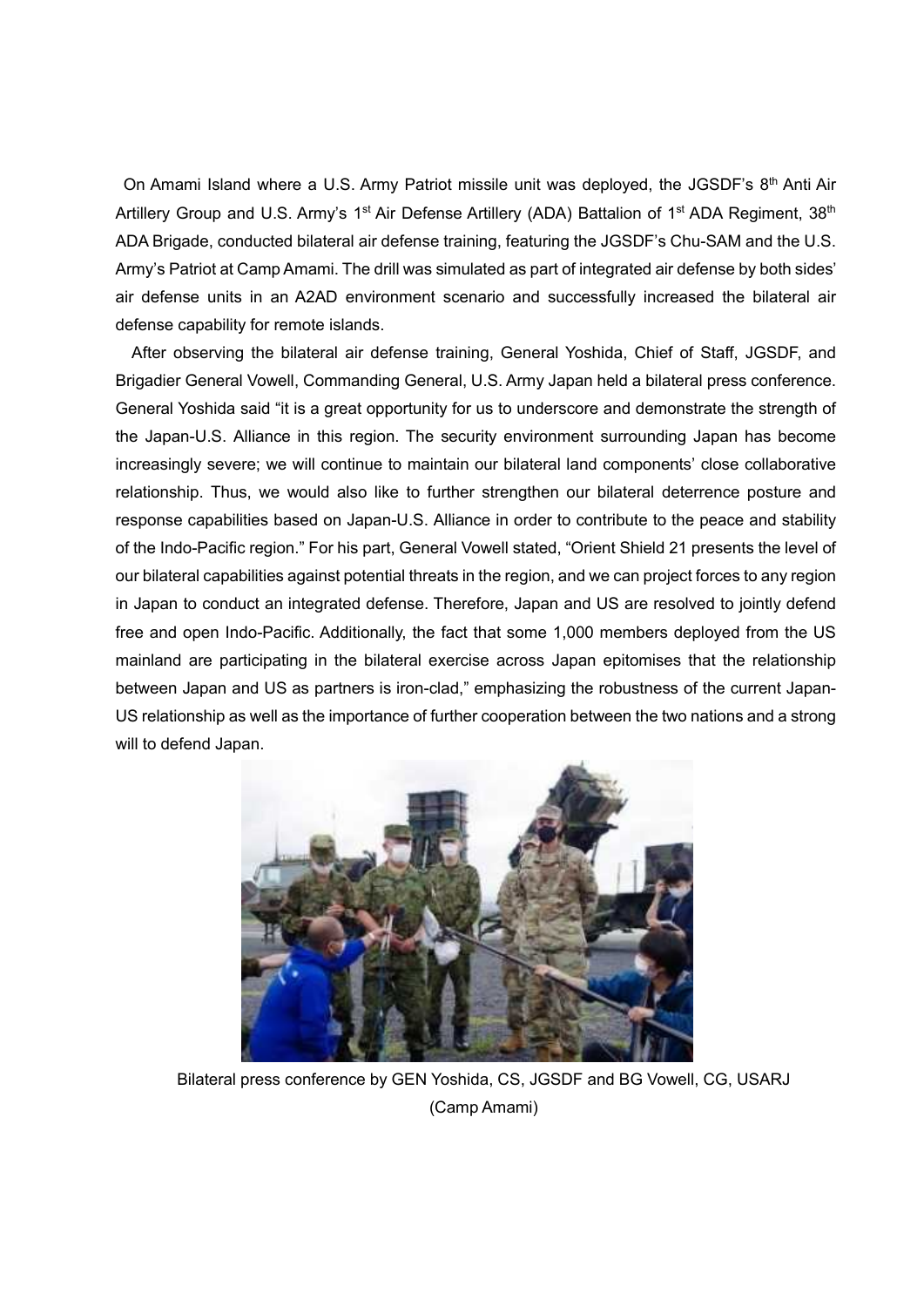On Amami Island where a U.S. Army Patriot missile unit was deployed, the JGSDF's 8th Anti Air Artillery Group and U.S. Army's 1st Air Defense Artillery (ADA) Battalion of 1st ADA Regiment, 38th ADA Brigade, conducted bilateral air defense training, featuring the JGSDF's Chu-SAM and the U.S. Army's Patriot at Camp Amami. The drill was simulated as part of integrated air defense by both sides' air defense units in an A2AD environment scenario and successfully increased the bilateral air defense capability for remote islands.

After observing the bilateral air defense training, General Yoshida, Chief of Staff, JGSDF, and Brigadier General Vowell, Commanding General, U.S. Army Japan held a bilateral press conference. General Yoshida said "it is a great opportunity for us to underscore and demonstrate the strength of the Japan-U.S. Alliance in this region. The security environment surrounding Japan has become increasingly severe; we will continue to maintain our bilateral land components' close collaborative relationship. Thus, we would also like to further strengthen our bilateral deterrence posture and response capabilities based on Japan-U.S. Alliance in order to contribute to the peace and stability of the Indo-Pacific region." For his part, General Vowell stated, "Orient Shield 21 presents the level of our bilateral capabilities against potential threats in the region, and we can project forces to any region in Japan to conduct an integrated defense. Therefore, Japan and US are resolved to jointly defend free and open Indo-Pacific. Additionally, the fact that some 1,000 members deployed from the US mainland are participating in the bilateral exercise across Japan epitomises that the relationship between Japan and US as partners is iron-clad," emphasizing the robustness of the current Japan-US relationship as well as the importance of further cooperation between the two nations and a strong will to defend Japan.

Bilateral press conference by GEN Yoshida, CS, JGSDF and BG Vowell, CG, USARJ (Camp Amami)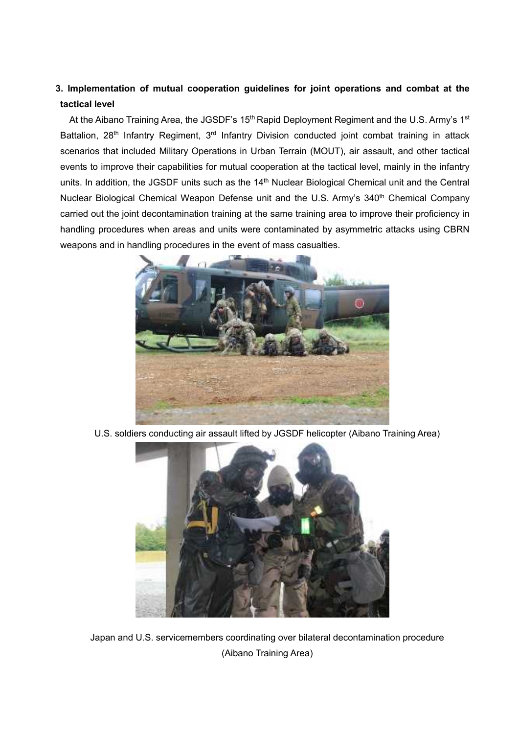### 3. Implementation of mutual cooperation guidelines for joint operations and combat at the tactical level

At the Aibano Training Area, the JGSDF's 15th Rapid Deployment Regiment and the U.S. Army's 1st Battalion, 28th Infantry Regiment, 3rd Infantry Division conducted joint combat training in attack scenarios that included Military Operations in Urban Terrain (MOUT), air assault, and other tactical events to improve their capabilities for mutual cooperation at the tactical level, mainly in the infantry units. In addition, the JGSDF units such as the 14th Nuclear Biological Chemical unit and the Central Nuclear Biological Chemical Weapon Defense unit and the U.S. Army's 340th Chemical Company carried out the joint decontamination training at the same training area to improve their proficiency in handling procedures when areas and units were contaminated by asymmetric attacks using CBRN weapons and in handling procedures in the event of mass casualties.

U.S. soldiers conducting air assault lifted by JGSDF helicopter (Aibano Training Area)

Japan and U.S. servicemembers coordinating over bilateral decontamination procedure (Aibano Training Area)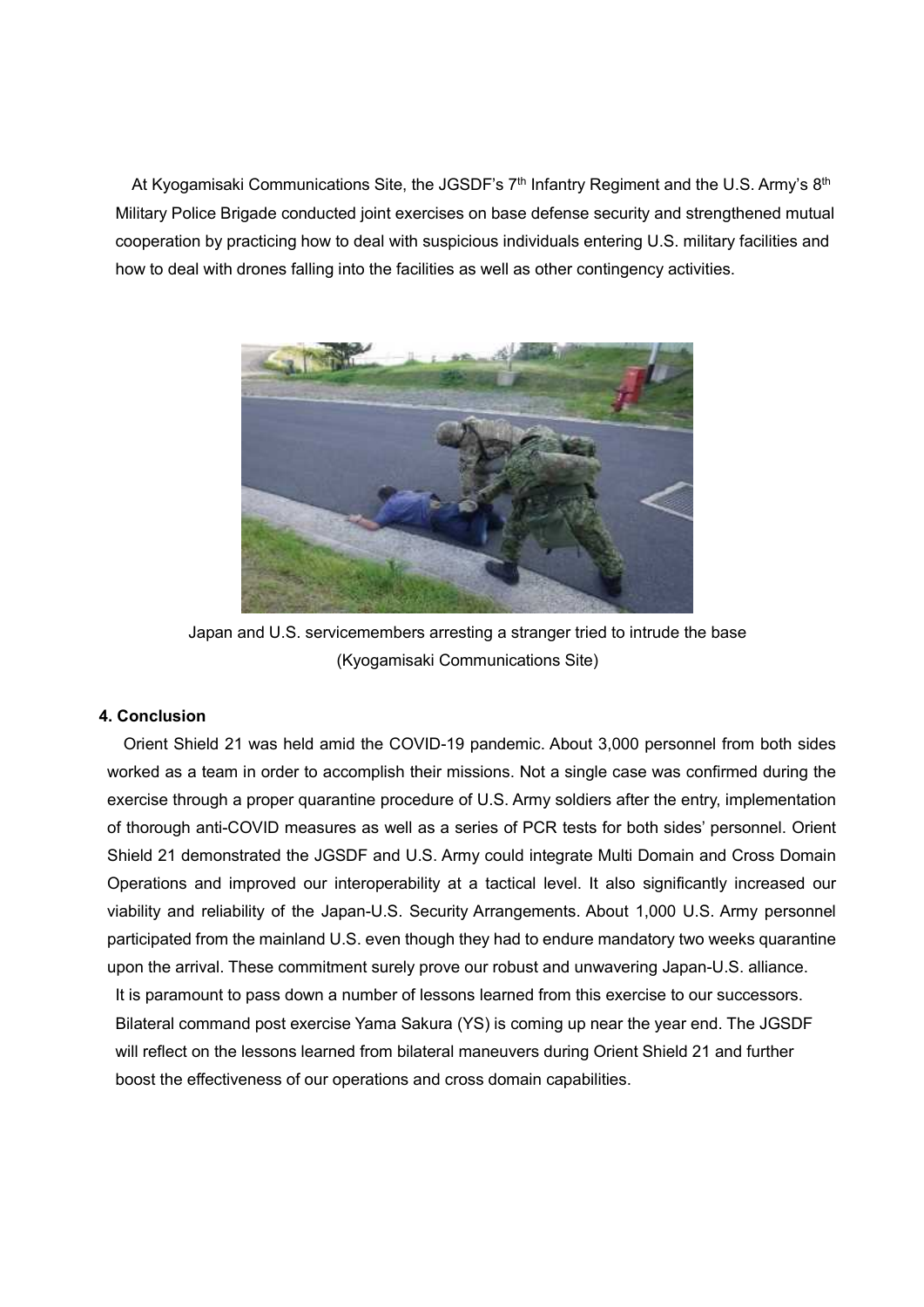At Kyogamisaki Communications Site, the JGSDF's 7th Infantry Regiment and the U.S. Army's 8th Military Police Brigade conducted joint exercises on base defense security and strengthened mutual cooperation by practicing how to deal with suspicious individuals entering U.S. military facilities and how to deal with drones falling into the facilities as well as other contingency activities.

Japan and U.S. servicemembers arresting a stranger tried to intrude the base (Kyogamisaki Communications Site)

### 4. Conclusion

Orient Shield 21 was held amid the COVID-19 pandemic. About 3,000 personnel from both sides worked as a team in order to accomplish their missions. Not a single case was confirmed during the exercise through a proper quarantine procedure of U.S. Army soldiers after the entry, implementation of thorough anti-COVID measures as well as a series of PCR tests for both sides' personnel. Orient Shield 21 demonstrated the JGSDF and U.S. Army could integrate Multi Domain and Cross Domain Operations and improved our interoperability at a tactical level. It also significantly increased our viability and reliability of the Japan-U.S. Security Arrangements. About 1,000 U.S. Army personnel participated from the mainland U.S. even though they had to endure mandatory two weeks quarantine upon the arrival. These commitment surely prove our robust and unwavering Japan-U.S. alliance.

It is paramount to pass down a number of lessons learned from this exercise to our successors. Bilateral command post exercise Yama Sakura (YS) is coming up near the year end. The JGSDF will reflect on the lessons learned from bilateral maneuvers during Orient Shield 21 and further boost the effectiveness of our operations and cross domain capabilities.